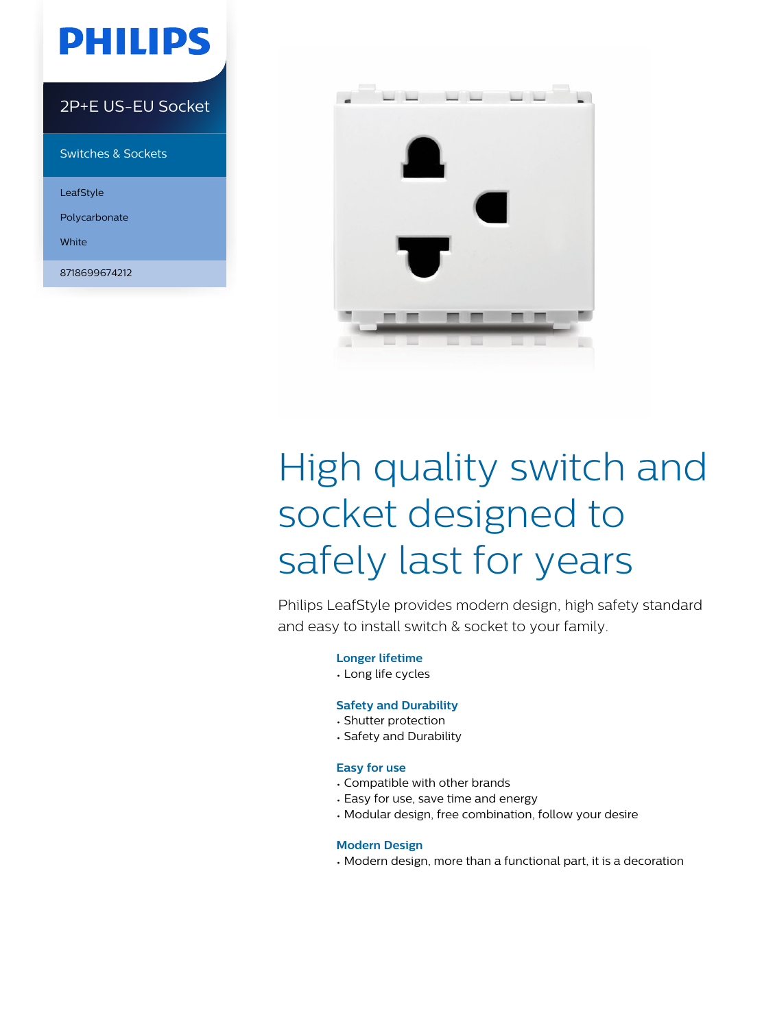PHILIPS

2P+E US-EU Socket

Switches & Sockets

LeafStyle

Polycarbonate

White

8718699674212

# High quality switch and socket designed to safely last for years

Philips LeafStyle provides modern design, high safety standard and easy to install switch & socket to your family.

### Longer lifetime

- Long life cycles

### Safety and Durability

- Shutter protection
- Safety and Durability

### Easy for use

- Compatible with other brands
- Easy for use, save time and energy
- Modular design, free combination, follow your desire

### Modern Design

- Modern design, more than a functional part, it is a decoration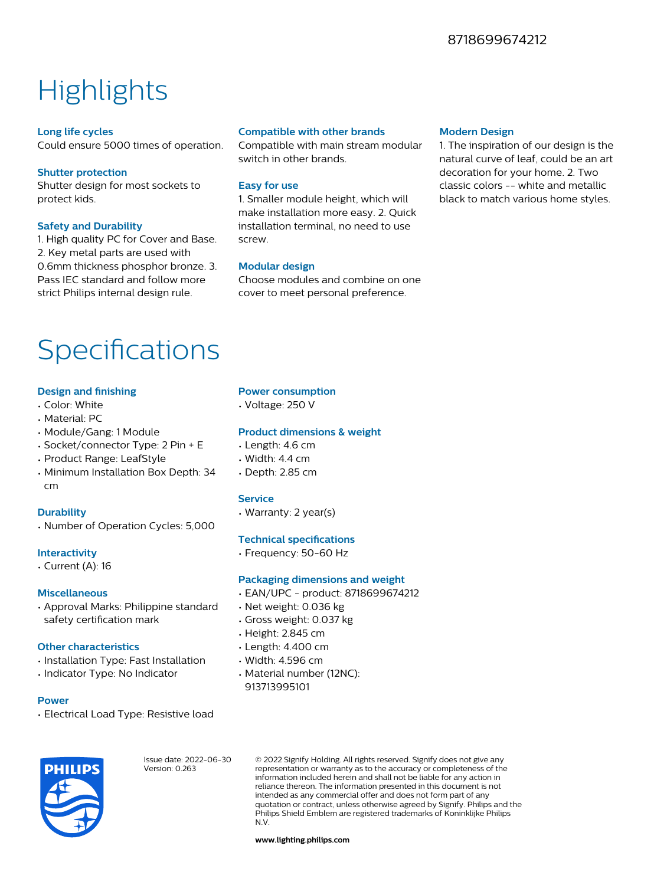8718699674212

# Highlights

### Long life cycles
Could ensure 5000 times of operation.

### Shutter protection
Shutter design for most sockets to protect kids.

### Safety and Durability
1. High quality PC for Cover and Base. 2. Key metal parts are used with 0.6mm thickness phosphor bronze. 3. Pass IEC standard and follow more strict Philips internal design rule.

### Compatible with other brands
Compatible with main stream modular switch in other brands.

### Easy for use
1. Smaller module height, which will make installation more easy. 2. Quick installation terminal, no need to use screw.

### Modular design
Choose modules and combine on one cover to meet personal preference.

### Modern Design
1. The inspiration of our design is the natural curve of leaf, could be an art decoration for your home. 2. Two classic colors -- white and metallic black to match various home styles.

# Specifications

### Design and finishing
- Color: White
- Material: PC
- Module/Gang: 1 Module
- Socket/connector Type: 2 Pin + E
- Product Range: LeafStyle
- Minimum Installation Box Depth: 34 cm

### Durability
- Number of Operation Cycles: 5,000

### Interactivity
- Current (A): 16

### Miscellaneous
- Approval Marks: Philippine standard safety certification mark

### Other characteristics
- Installation Type: Fast Installation
- Indicator Type: No Indicator

### Power
- Electrical Load Type: Resistive load

### Power consumption
- Voltage: 250 V

### Product dimensions & weight
- Length: 4.6 cm
- Width: 4.4 cm
- Depth: 2.85 cm

### Service
- Warranty: 2 year(s)

### Technical specifications
- Frequency: 50-60 Hz

### Packaging dimensions and weight
- EAN/UPC - product: 8718699674212
- Net weight: 0.036 kg
- Gross weight: 0.037 kg
- Height: 2.845 cm
- Length: 4.400 cm
- Width: 4.596 cm
- Material number (12NC): 913713995101

PHILIPS

Issue date: 2022-06-30
Version: 0.263

© 2022 Signify Holding. All rights reserved. Signify does not give any representation or warranty as to the accuracy or completeness of the information included herein and shall not be liable for any action in reliance thereon. The information presented in this document is not intended as any commercial offer and does not form part of any quotation or contract, unless otherwise agreed by Signify. Philips and the Philips Shield Emblem are registered trademarks of Koninklijke Philips N.V.

**www.lighting.philips.com**